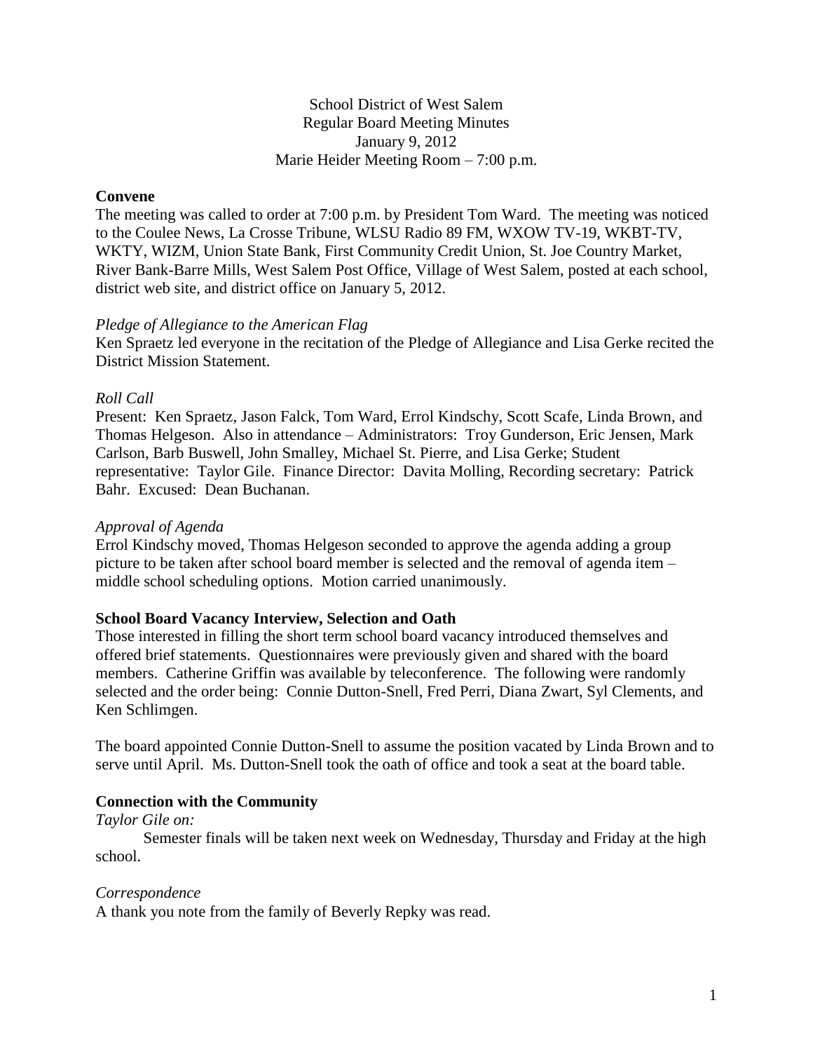School District of West Salem
Regular Board Meeting Minutes
January 9, 2012
Marie Heider Meeting Room – 7:00 p.m.

**Convene**

The meeting was called to order at 7:00 p.m. by President Tom Ward. The meeting was noticed to the Coulee News, La Crosse Tribune, WLSU Radio 89 FM, WXOW TV-19, WKBT-TV, WKTY, WIZM, Union State Bank, First Community Credit Union, St. Joe Country Market, River Bank-Barre Mills, West Salem Post Office, Village of West Salem, posted at each school, district web site, and district office on January 5, 2012.

*Pledge of Allegiance to the American Flag*

Ken Spraetz led everyone in the recitation of the Pledge of Allegiance and Lisa Gerke recited the District Mission Statement.

*Roll Call*

Present: Ken Spraetz, Jason Falck, Tom Ward, Errol Kindschy, Scott Scafe, Linda Brown, and Thomas Helgeson. Also in attendance – Administrators: Troy Gunderson, Eric Jensen, Mark Carlson, Barb Buswell, John Smalley, Michael St. Pierre, and Lisa Gerke; Student representative: Taylor Gile. Finance Director: Davita Molling, Recording secretary: Patrick Bahr. Excused: Dean Buchanan.

*Approval of Agenda*

Errol Kindschy moved, Thomas Helgeson seconded to approve the agenda adding a group picture to be taken after school board member is selected and the removal of agenda item – middle school scheduling options. Motion carried unanimously.

**School Board Vacancy Interview, Selection and Oath**

Those interested in filling the short term school board vacancy introduced themselves and offered brief statements. Questionnaires were previously given and shared with the board members. Catherine Griffin was available by teleconference. The following were randomly selected and the order being: Connie Dutton-Snell, Fred Perri, Diana Zwart, Syl Clements, and Ken Schlimgen.

The board appointed Connie Dutton-Snell to assume the position vacated by Linda Brown and to serve until April. Ms. Dutton-Snell took the oath of office and took a seat at the board table.

**Connection with the Community**

*Taylor Gile on:*

Semester finals will be taken next week on Wednesday, Thursday and Friday at the high school.

*Correspondence*

A thank you note from the family of Beverly Repky was read.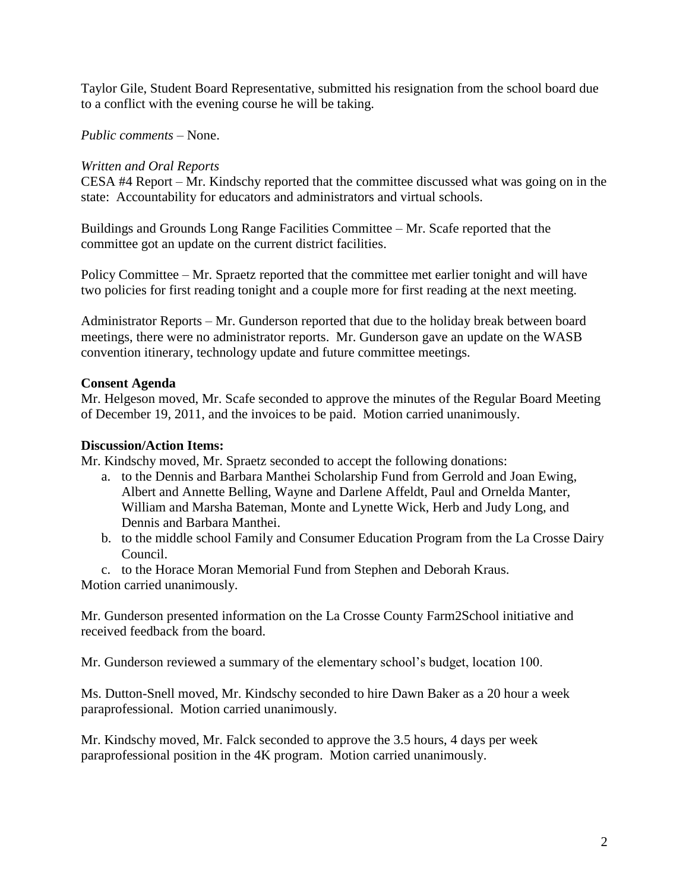Taylor Gile, Student Board Representative, submitted his resignation from the school board due to a conflict with the evening course he will be taking.

*Public comments* – None.

*Written and Oral Reports*

CESA #4 Report – Mr. Kindschy reported that the committee discussed what was going on in the state: Accountability for educators and administrators and virtual schools.

Buildings and Grounds Long Range Facilities Committee – Mr. Scafe reported that the committee got an update on the current district facilities.

Policy Committee – Mr. Spraetz reported that the committee met earlier tonight and will have two policies for first reading tonight and a couple more for first reading at the next meeting.

Administrator Reports – Mr. Gunderson reported that due to the holiday break between board meetings, there were no administrator reports. Mr. Gunderson gave an update on the WASB convention itinerary, technology update and future committee meetings.

**Consent Agenda**

Mr. Helgeson moved, Mr. Scafe seconded to approve the minutes of the Regular Board Meeting of December 19, 2011, and the invoices to be paid. Motion carried unanimously.

**Discussion/Action Items:**

Mr. Kindschy moved, Mr. Spraetz seconded to accept the following donations:

a. to the Dennis and Barbara Manthei Scholarship Fund from Gerrold and Joan Ewing, Albert and Annette Belling, Wayne and Darlene Affeldt, Paul and Ornelda Manter, William and Marsha Bateman, Monte and Lynette Wick, Herb and Judy Long, and Dennis and Barbara Manthei.
b. to the middle school Family and Consumer Education Program from the La Crosse Dairy Council.
c. to the Horace Moran Memorial Fund from Stephen and Deborah Kraus.

Motion carried unanimously.

Mr. Gunderson presented information on the La Crosse County Farm2School initiative and received feedback from the board.

Mr. Gunderson reviewed a summary of the elementary school's budget, location 100.

Ms. Dutton-Snell moved, Mr. Kindschy seconded to hire Dawn Baker as a 20 hour a week paraprofessional. Motion carried unanimously.

Mr. Kindschy moved, Mr. Falck seconded to approve the 3.5 hours, 4 days per week paraprofessional position in the 4K program. Motion carried unanimously.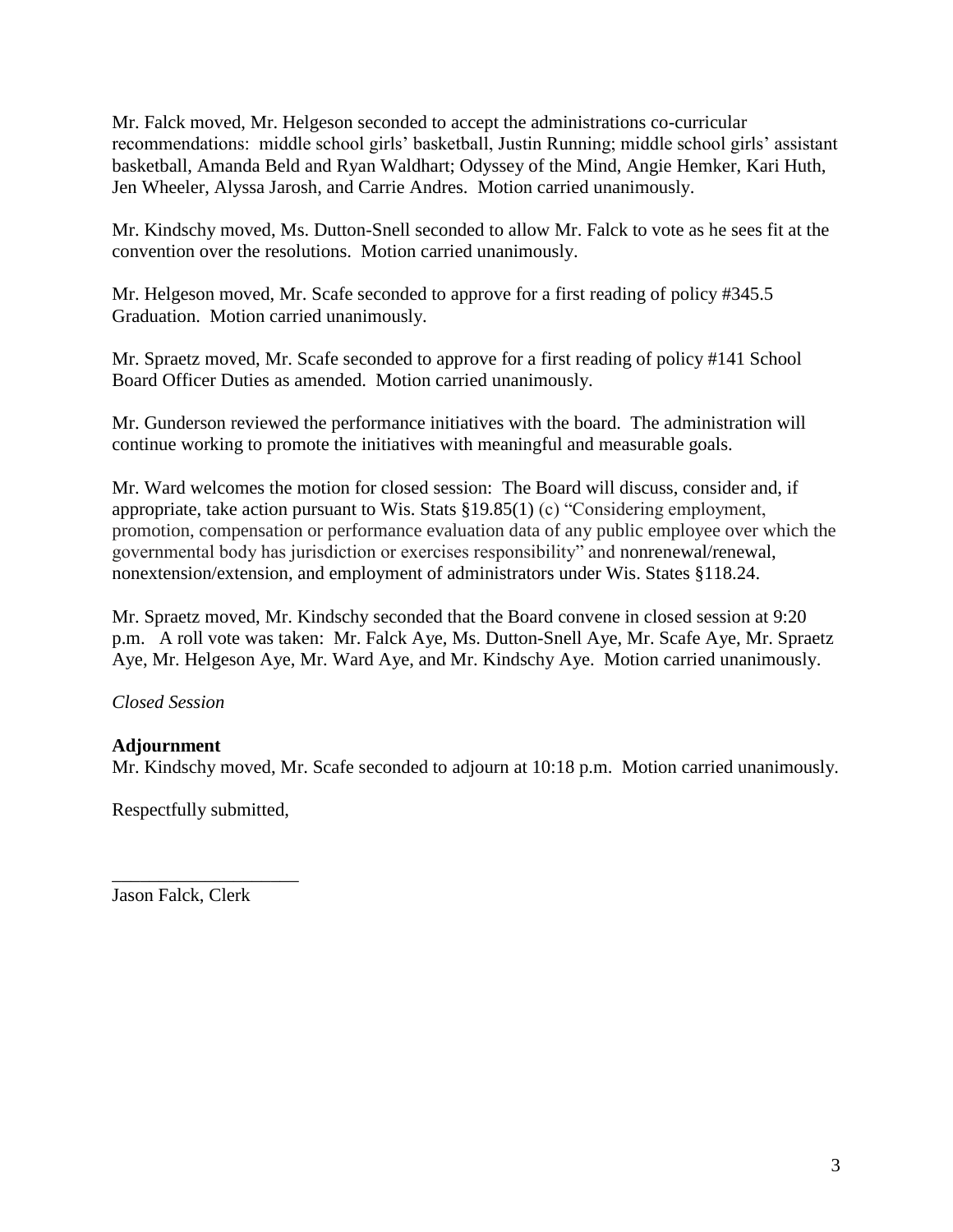Mr. Falck moved, Mr. Helgeson seconded to accept the administrations co-curricular recommendations: middle school girls' basketball, Justin Running; middle school girls' assistant basketball, Amanda Beld and Ryan Waldhart; Odyssey of the Mind, Angie Hemker, Kari Huth, Jen Wheeler, Alyssa Jarosh, and Carrie Andres. Motion carried unanimously.

Mr. Kindschy moved, Ms. Dutton-Snell seconded to allow Mr. Falck to vote as he sees fit at the convention over the resolutions. Motion carried unanimously.

Mr. Helgeson moved, Mr. Scafe seconded to approve for a first reading of policy #345.5 Graduation. Motion carried unanimously.

Mr. Spraetz moved, Mr. Scafe seconded to approve for a first reading of policy #141 School Board Officer Duties as amended. Motion carried unanimously.

Mr. Gunderson reviewed the performance initiatives with the board. The administration will continue working to promote the initiatives with meaningful and measurable goals.

Mr. Ward welcomes the motion for closed session: The Board will discuss, consider and, if appropriate, take action pursuant to Wis. Stats §19.85(1) (c) "Considering employment, promotion, compensation or performance evaluation data of any public employee over which the governmental body has jurisdiction or exercises responsibility" and nonrenewal/renewal, nonextension/extension, and employment of administrators under Wis. States §118.24.

Mr. Spraetz moved, Mr. Kindschy seconded that the Board convene in closed session at 9:20 p.m. A roll vote was taken: Mr. Falck Aye, Ms. Dutton-Snell Aye, Mr. Scafe Aye, Mr. Spraetz Aye, Mr. Helgeson Aye, Mr. Ward Aye, and Mr. Kindschy Aye. Motion carried unanimously.

*Closed Session*

**Adjournment**

Mr. Kindschy moved, Mr. Scafe seconded to adjourn at 10:18 p.m. Motion carried unanimously.

Respectfully submitted,

____________________

Jason Falck, Clerk